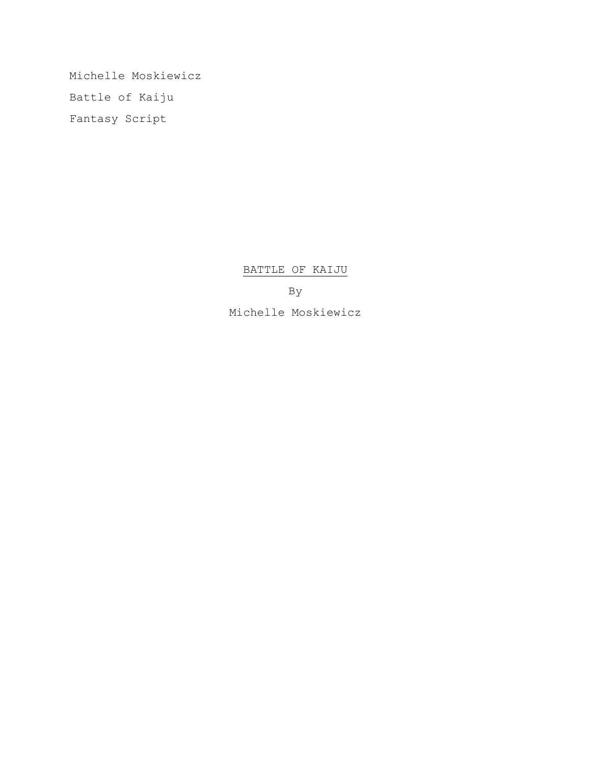Michelle Moskiewicz

Battle of Kaiju

Fantasy Script

<u>BATTLE OF KAIJU</u>

By

Michelle Moskiewicz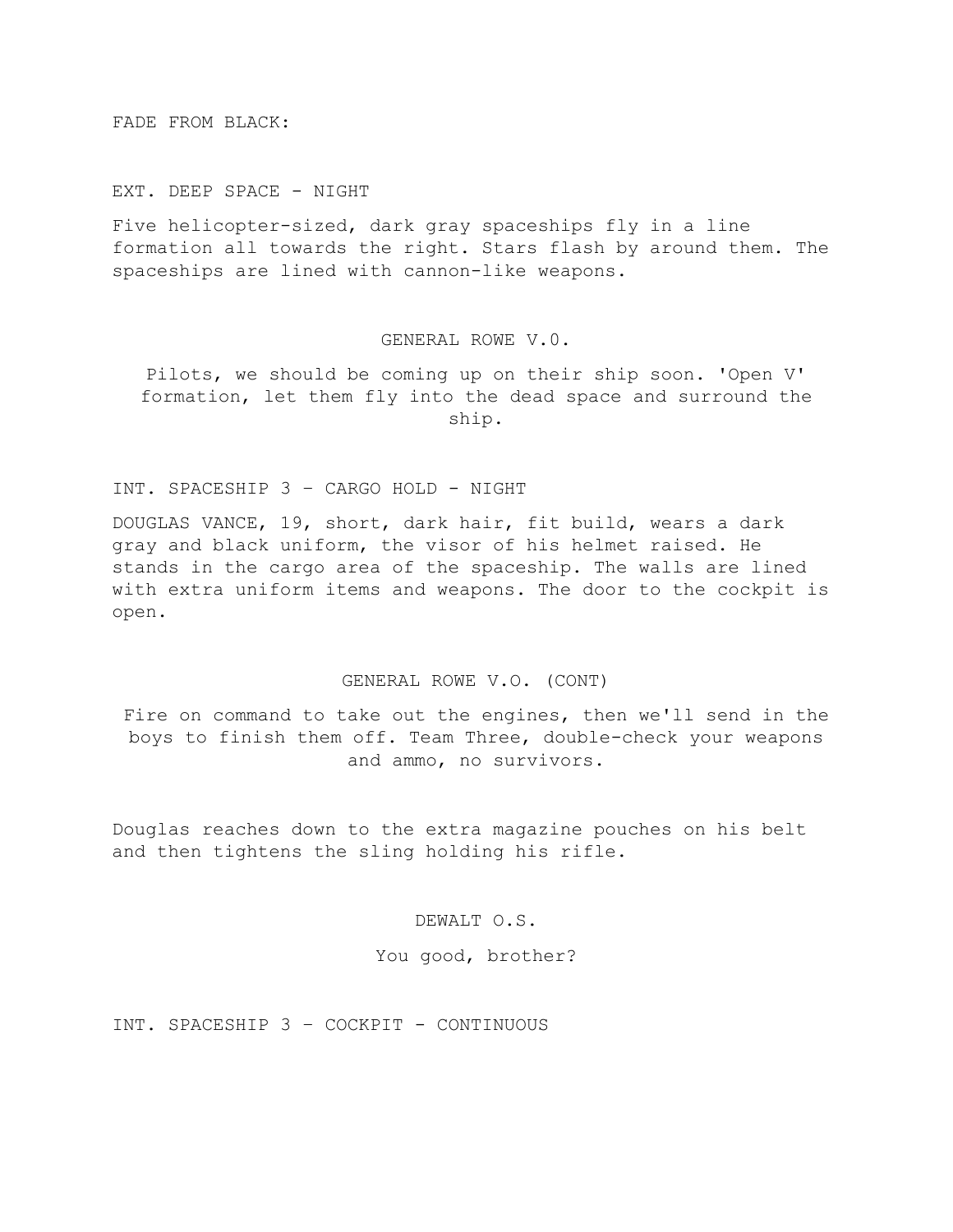FADE FROM BLACK:

EXT. DEEP SPACE - NIGHT

Five helicopter-sized, dark gray spaceships fly in a line formation all towards the right. Stars flash by around them. The spaceships are lined with cannon-like weapons.

GENERAL ROWE V.0.

Pilots, we should be coming up on their ship soon. 'Open V' formation, let them fly into the dead space and surround the ship.

INT. SPACESHIP 3 – CARGO HOLD - NIGHT

DOUGLAS VANCE, 19, short, dark hair, fit build, wears a dark gray and black uniform, the visor of his helmet raised. He stands in the cargo area of the spaceship. The walls are lined with extra uniform items and weapons. The door to the cockpit is open.

GENERAL ROWE V.O. (CONT)

Fire on command to take out the engines, then we'll send in the boys to finish them off. Team Three, double-check your weapons and ammo, no survivors.

Douglas reaches down to the extra magazine pouches on his belt and then tightens the sling holding his rifle.

DEWALT O.S.

You good, brother?

INT. SPACESHIP 3 – COCKPIT - CONTINUOUS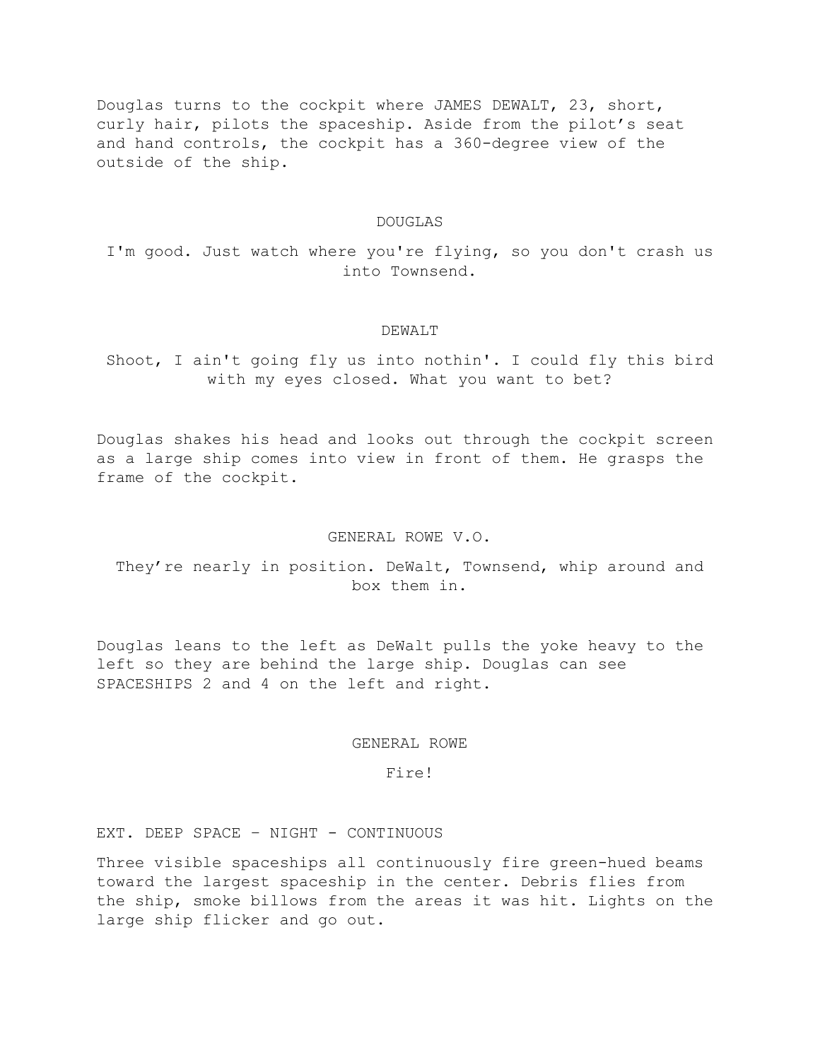Douglas turns to the cockpit where JAMES DEWALT, 23, short, curly hair, pilots the spaceship. Aside from the pilot's seat and hand controls, the cockpit has a 360-degree view of the outside of the ship.

DOUGLAS

I'm good. Just watch where you're flying, so you don't crash us into Townsend.

DEWALT

Shoot, I ain't going fly us into nothin'. I could fly this bird with my eyes closed. What you want to bet?

Douglas shakes his head and looks out through the cockpit screen as a large ship comes into view in front of them. He grasps the frame of the cockpit.

GENERAL ROWE V.O.

They're nearly in position. DeWalt, Townsend, whip around and box them in.

Douglas leans to the left as DeWalt pulls the yoke heavy to the left so they are behind the large ship. Douglas can see SPACESHIPS 2 and 4 on the left and right.

GENERAL ROWE

Fire!

EXT. DEEP SPACE – NIGHT - CONTINUOUS

Three visible spaceships all continuously fire green-hued beams toward the largest spaceship in the center. Debris flies from the ship, smoke billows from the areas it was hit. Lights on the large ship flicker and go out.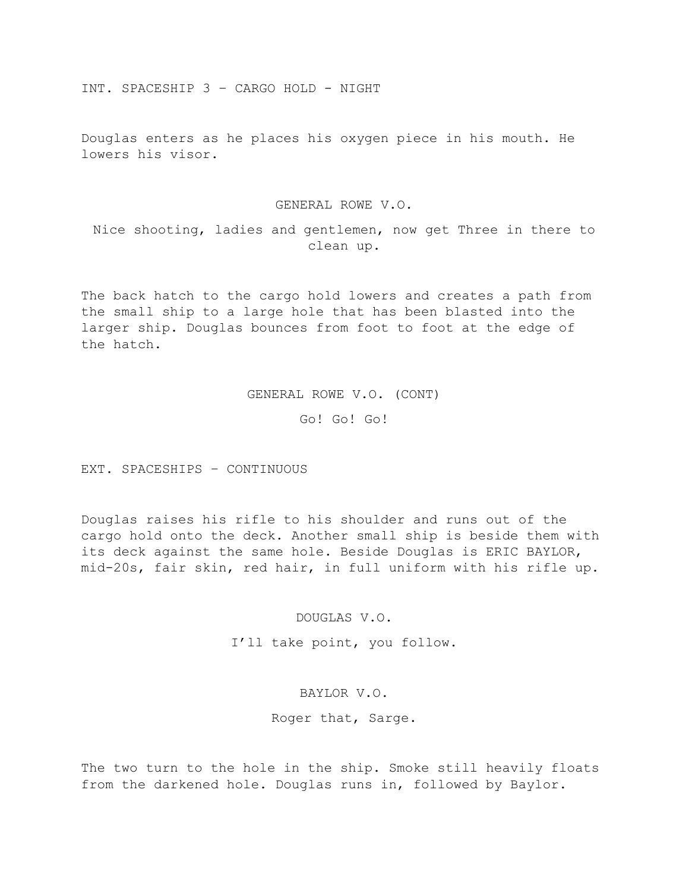INT. SPACESHIP 3 – CARGO HOLD - NIGHT

Douglas enters as he places his oxygen piece in his mouth. He lowers his visor.

GENERAL ROWE V.O.

Nice shooting, ladies and gentlemen, now get Three in there to clean up.

The back hatch to the cargo hold lowers and creates a path from the small ship to a large hole that has been blasted into the larger ship. Douglas bounces from foot to foot at the edge of the hatch.

GENERAL ROWE V.O. (CONT)

Go! Go! Go!

EXT. SPACESHIPS – CONTINUOUS

Douglas raises his rifle to his shoulder and runs out of the cargo hold onto the deck. Another small ship is beside them with its deck against the same hole. Beside Douglas is ERIC BAYLOR, mid-20s, fair skin, red hair, in full uniform with his rifle up.

DOUGLAS V.O.

I'll take point, you follow.

BAYLOR V.O.

Roger that, Sarge.

The two turn to the hole in the ship. Smoke still heavily floats from the darkened hole. Douglas runs in, followed by Baylor.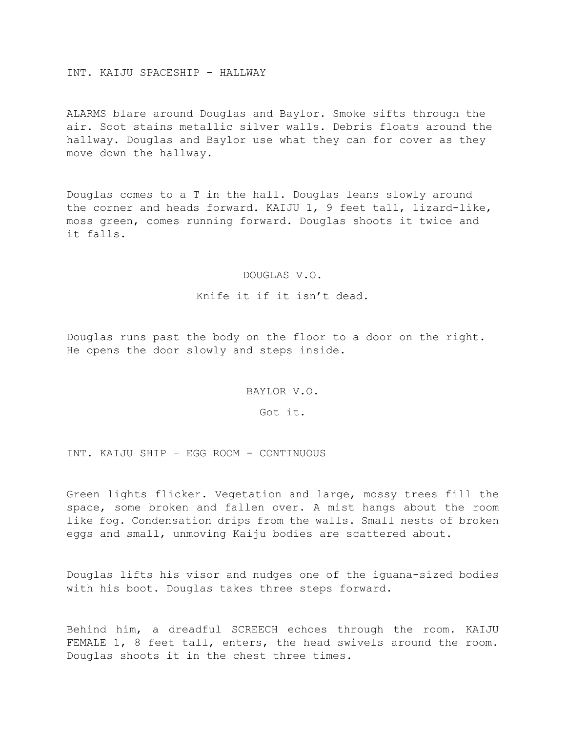INT. KAIJU SPACESHIP – HALLWAY

ALARMS blare around Douglas and Baylor. Smoke sifts through the air. Soot stains metallic silver walls. Debris floats around the hallway. Douglas and Baylor use what they can for cover as they move down the hallway.

Douglas comes to a T in the hall. Douglas leans slowly around the corner and heads forward. KAIJU 1, 9 feet tall, lizard-like, moss green, comes running forward. Douglas shoots it twice and it falls.

DOUGLAS V.O.

Knife it if it isn't dead.

Douglas runs past the body on the floor to a door on the right. He opens the door slowly and steps inside.

BAYLOR V.O.

Got it.

INT. KAIJU SHIP – EGG ROOM - CONTINUOUS

Green lights flicker. Vegetation and large, mossy trees fill the space, some broken and fallen over. A mist hangs about the room like fog. Condensation drips from the walls. Small nests of broken eggs and small, unmoving Kaiju bodies are scattered about.

Douglas lifts his visor and nudges one of the iguana-sized bodies with his boot. Douglas takes three steps forward.

Behind him, a dreadful SCREECH echoes through the room. KAIJU FEMALE 1, 8 feet tall, enters, the head swivels around the room. Douglas shoots it in the chest three times.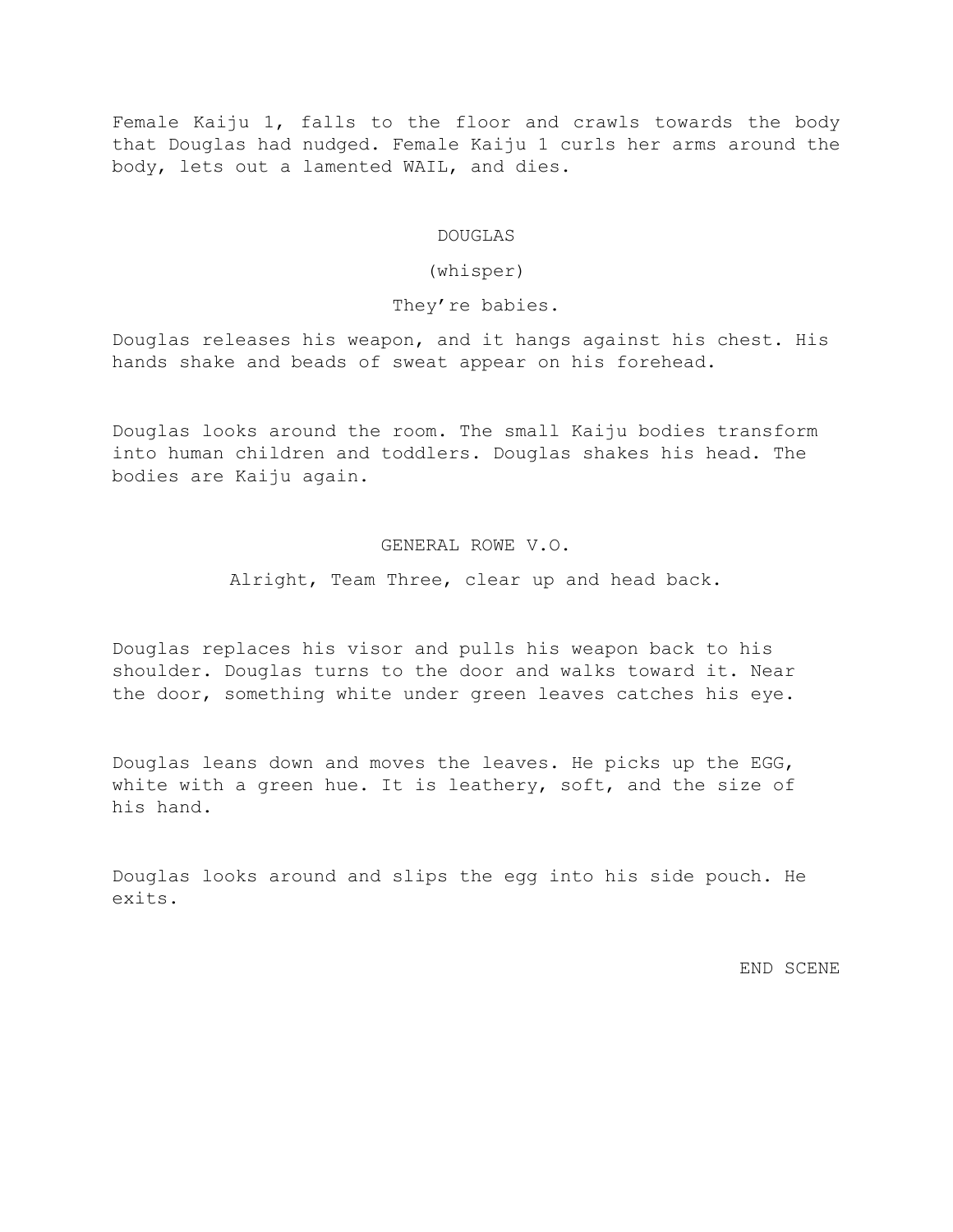Female Kaiju 1, falls to the floor and crawls towards the body that Douglas had nudged. Female Kaiju 1 curls her arms around the body, lets out a lamented WAIL, and dies.

DOUGLAS

(whisper)

They're babies.

Douglas releases his weapon, and it hangs against his chest. His hands shake and beads of sweat appear on his forehead.

Douglas looks around the room. The small Kaiju bodies transform into human children and toddlers. Douglas shakes his head. The bodies are Kaiju again.

GENERAL ROWE V.O.

Alright, Team Three, clear up and head back.

Douglas replaces his visor and pulls his weapon back to his shoulder. Douglas turns to the door and walks toward it. Near the door, something white under green leaves catches his eye.

Douglas leans down and moves the leaves. He picks up the EGG, white with a green hue. It is leathery, soft, and the size of his hand.

Douglas looks around and slips the egg into his side pouch. He exits.

END SCENE